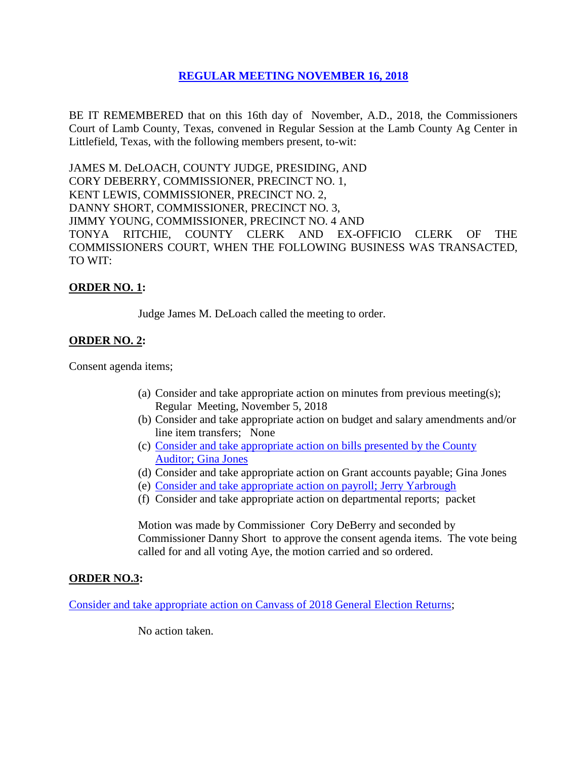# REGULAR MEETING NOVEMBER 16, 2018

BE IT REMEMBERED that on this 16th day of November, A.D., 2018, the Commissioners Court of Lamb County, Texas, convened in Regular Session at the Lamb County Ag Center in Littlefield, Texas, with the following members present, to-wit:

JAMES M. DeLOACH, COUNTY JUDGE, PRESIDING, AND
CORY DEBERRY, COMMISSIONER, PRECINCT NO. 1,
KENT LEWIS, COMMISSIONER, PRECINCT NO. 2,
DANNY SHORT, COMMISSIONER, PRECINCT NO. 3,
JIMMY YOUNG, COMMISSIONER, PRECINCT NO. 4 AND
TONYA RITCHIE, COUNTY CLERK AND EX-OFFICIO CLERK OF THE COMMISSIONERS COURT, WHEN THE FOLLOWING BUSINESS WAS TRANSACTED, TO WIT:

**ORDER NO. 1:**

Judge James M. DeLoach called the meeting to order.

**ORDER NO. 2:**

Consent agenda items;

(a) Consider and take appropriate action on minutes from previous meeting(s); Regular Meeting, November 5, 2018
(b) Consider and take appropriate action on budget and salary amendments and/or line item transfers; None
(c) Consider and take appropriate action on bills presented by the County Auditor; Gina Jones
(d) Consider and take appropriate action on Grant accounts payable; Gina Jones
(e) Consider and take appropriate action on payroll; Jerry Yarbrough
(f) Consider and take appropriate action on departmental reports; packet

Motion was made by Commissioner Cory DeBerry and seconded by Commissioner Danny Short to approve the consent agenda items. The vote being called for and all voting Aye, the motion carried and so ordered.

**ORDER NO.3:**

Consider and take appropriate action on Canvass of 2018 General Election Returns;

No action taken.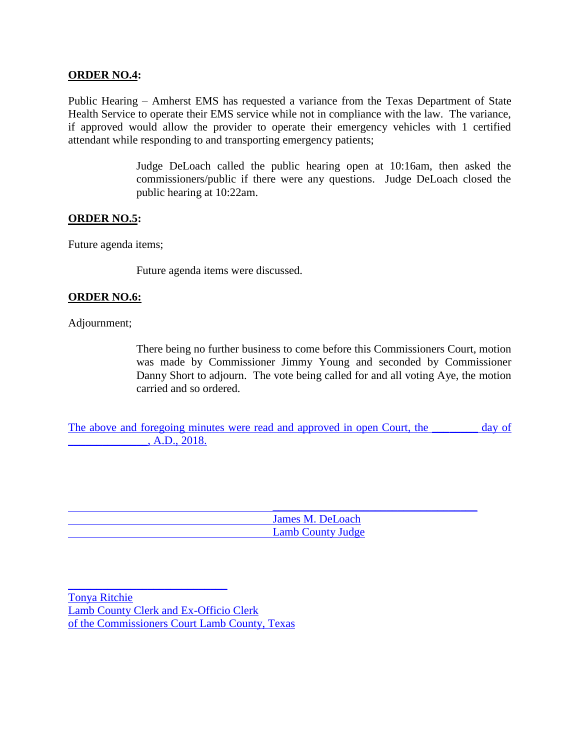**ORDER NO.4:**

Public Hearing – Amherst EMS has requested a variance from the Texas Department of State Health Service to operate their EMS service while not in compliance with the law. The variance, if approved would allow the provider to operate their emergency vehicles with 1 certified attendant while responding to and transporting emergency patients;

> Judge DeLoach called the public hearing open at 10:16am, then asked the commissioners/public if there were any questions. Judge DeLoach closed the public hearing at 10:22am.

**ORDER NO.5:**

Future agenda items;

> Future agenda items were discussed.

**ORDER NO.6:**

Adjournment;

> There being no further business to come before this Commissioners Court, motion was made by Commissioner Jimmy Young and seconded by Commissioner Danny Short to adjourn. The vote being called for and all voting Aye, the motion carried and so ordered.

The above and foregoing minutes were read and approved in open Court, the ________ day of ______________, A.D., 2018.

_______________________________
James M. DeLoach
Lamb County Judge

_______________________________
Tonya Ritchie
Lamb County Clerk and Ex-Officio Clerk
of the Commissioners Court Lamb County, Texas